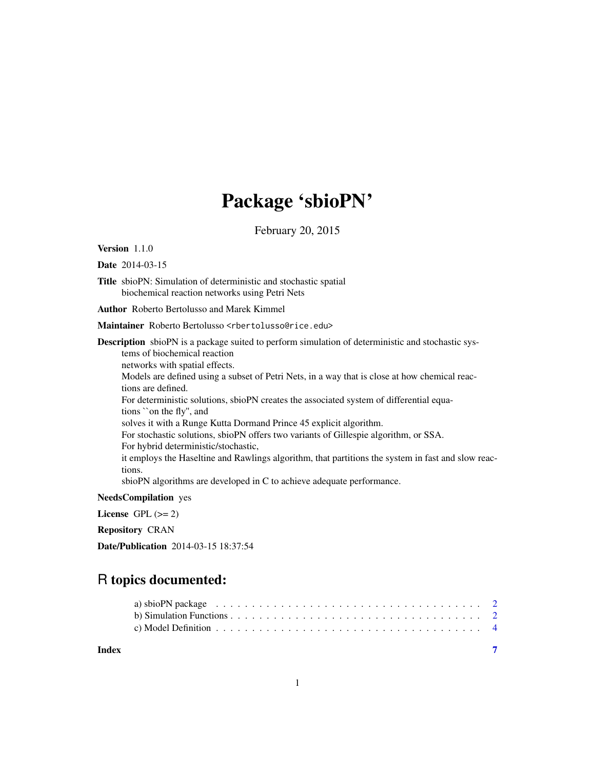# Package 'sbioPN'

February 20, 2015

**Version** 1.1.0

**Date** 2014-03-15

**Title** sbioPN: Simulation of deterministic and stochastic spatial biochemical reaction networks using Petri Nets

**Author** Roberto Bertolusso and Marek Kimmel

**Maintainer** Roberto Bertolusso <rbertolusso@rice.edu>

**Description** sbioPN is a package suited to perform simulation of deterministic and stochastic systems of biochemical reaction networks with spatial effects.
Models are defined using a subset of Petri Nets, in a way that is close at how chemical reactions are defined.
For deterministic solutions, sbioPN creates the associated system of differential equations ``on the fly'', and solves it with a Runge Kutta Dormand Prince 45 explicit algorithm.
For stochastic solutions, sbioPN offers two variants of Gillespie algorithm, or SSA.
For hybrid deterministic/stochastic, it employs the Haseltine and Rawlings algorithm, that partitions the system in fast and slow reactions.
sbioPN algorithms are developed in C to achieve adequate performance.

**NeedsCompilation** yes

**License** GPL (>= 2)

**Repository** CRAN

**Date/Publication** 2014-03-15 18:37:54

## R topics documented:

- a) sbioPN package . . . . . . . . . . . . . . . . . . . . . . . . . . . . . . . . . . . . . . 2
- b) Simulation Functions . . . . . . . . . . . . . . . . . . . . . . . . . . . . . . . . . . . 2
- c) Model Definition . . . . . . . . . . . . . . . . . . . . . . . . . . . . . . . . . . . . . 4

**Index** 7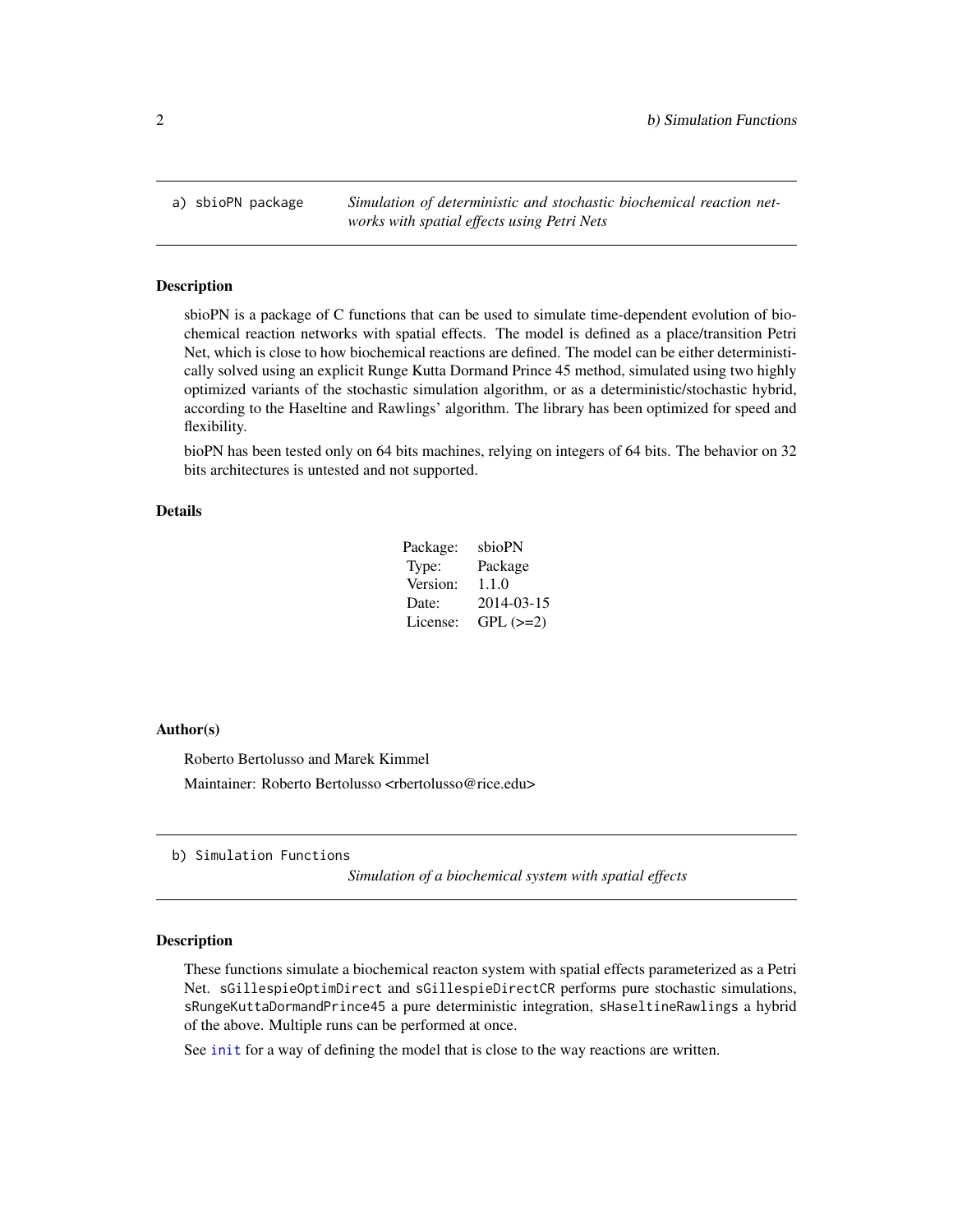## a) sbioPN package

*Simulation of deterministic and stochastic biochemical reaction networks with spatial effects using Petri Nets*

### Description

sbioPN is a package of C functions that can be used to simulate time-dependent evolution of biochemical reaction networks with spatial effects. The model is defined as a place/transition Petri Net, which is close to how biochemical reactions are defined. The model can be either deterministically solved using an explicit Runge Kutta Dormand Prince 45 method, simulated using two highly optimized variants of the stochastic simulation algorithm, or as a deterministic/stochastic hybrid, according to the Haseltine and Rawlings' algorithm. The library has been optimized for speed and flexibility.

bioPN has been tested only on 64 bits machines, relying on integers of 64 bits. The behavior on 32 bits architectures is untested and not supported.

### Details

| | |
|---|---|
| Package: | sbioPN |
| Type: | Package |
| Version: | 1.1.0 |
| Date: | 2014-03-15 |
| License: | GPL (>=2) |

### Author(s)

Roberto Bertolusso and Marek Kimmel

Maintainer: Roberto Bertolusso <rbertolusso@rice.edu>

## b) Simulation Functions

*Simulation of a biochemical system with spatial effects*

### Description

These functions simulate a biochemical reacton system with spatial effects parameterized as a Petri Net. `sGillespieOptimDirect` and `sGillespieDirectCR` performs pure stochastic simulations, `sRungeKuttaDormandPrince45` a pure deterministic integration, `sHaseltineRawlings` a hybrid of the above. Multiple runs can be performed at once.

See `init` for a way of defining the model that is close to the way reactions are written.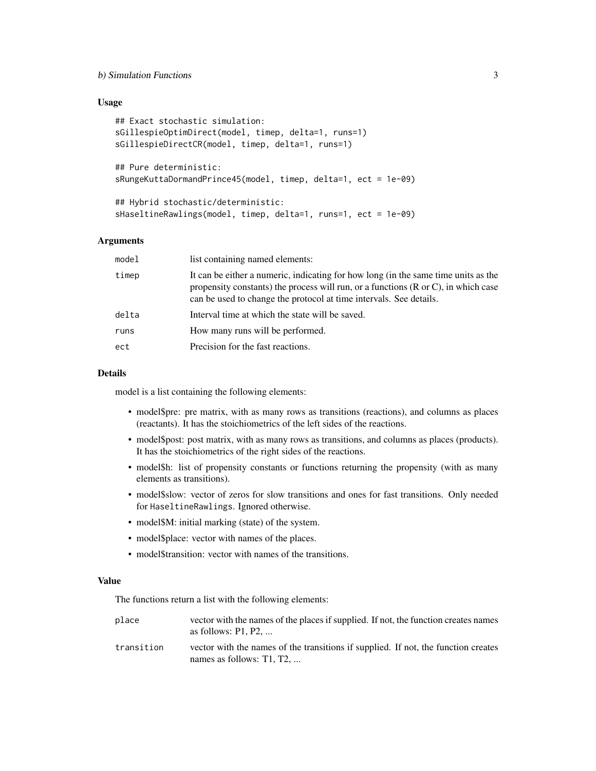### Usage

```
## Exact stochastic simulation:
sGillespieOptimDirect(model, timep, delta=1, runs=1)
sGillespieDirectCR(model, timep, delta=1, runs=1)

## Pure deterministic:
sRungeKuttaDormandPrince45(model, timep, delta=1, ect = 1e-09)

## Hybrid stochastic/deterministic:
sHaseltineRawlings(model, timep, delta=1, runs=1, ect = 1e-09)
```

### Arguments

| | |
|---|---|
| `model` | list containing named elements: |
| `timep` | It can be either a numeric, indicating for how long (in the same time units as the propensity constants) the process will run, or a functions (R or C), in which case can be used to change the protocol at time intervals. See details. |
| `delta` | Interval time at which the state will be saved. |
| `runs` | How many runs will be performed. |
| `ect` | Precision for the fast reactions. |

### Details

model is a list containing the following elements:

- model$pre: pre matrix, with as many rows as transitions (reactions), and columns as places (reactants). It has the stoichiometrics of the left sides of the reactions.
- model$post: post matrix, with as many rows as transitions, and columns as places (products). It has the stoichiometrics of the right sides of the reactions.
- model$h: list of propensity constants or functions returning the propensity (with as many elements as transitions).
- model$slow: vector of zeros for slow transitions and ones for fast transitions. Only needed for `HaseltineRawlings`. Ignored otherwise.
- model$M: initial marking (state) of the system.
- model$place: vector with names of the places.
- model$transition: vector with names of the transitions.

### Value

The functions return a list with the following elements:

| | |
|---|---|
| `place` | vector with the names of the places if supplied. If not, the function creates names as follows: P1, P2, ... |
| `transition` | vector with the names of the transitions if supplied. If not, the function creates names as follows: T1, T2, ... |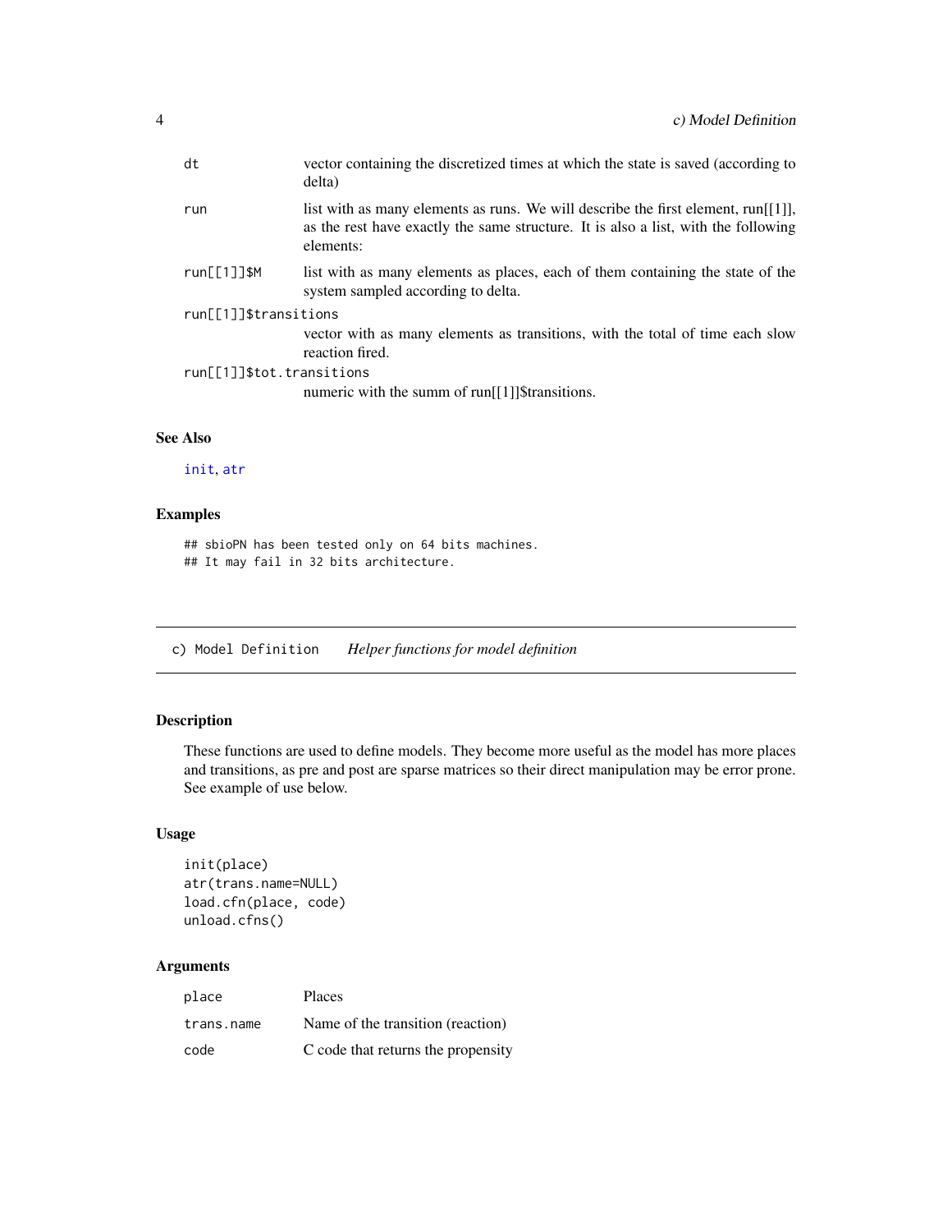| | |
|---|---|
| `dt` | vector containing the discretized times at which the state is saved (according to delta) |
| `run` | list with as many elements as runs. We will describe the first element, run[[1]], as the rest have exactly the same structure. It is also a list, with the following elements: |
| `run[[1]]$M` | list with as many elements as places, each of them containing the state of the system sampled according to delta. |
| `run[[1]]$transitions` | vector with as many elements as transitions, with the total of time each slow reaction fired. |
| `run[[1]]$tot.transitions` | numeric with the summ of run[[1]]$transitions. |

### See Also

init, atr

### Examples

```
## sbioPN has been tested only on 64 bits machines.
## It may fail in 32 bits architecture.
```

---

## c) Model Definition &nbsp;&nbsp;&nbsp; *Helper functions for model definition*

---

### Description

These functions are used to define models. They become more useful as the model has more places and transitions, as pre and post are sparse matrices so their direct manipulation may be error prone. See example of use below.

### Usage

```
init(place)
atr(trans.name=NULL)
load.cfn(place, code)
unload.cfns()
```

### Arguments

| | |
|---|---|
| `place` | Places |
| `trans.name` | Name of the transition (reaction) |
| `code` | C code that returns the propensity |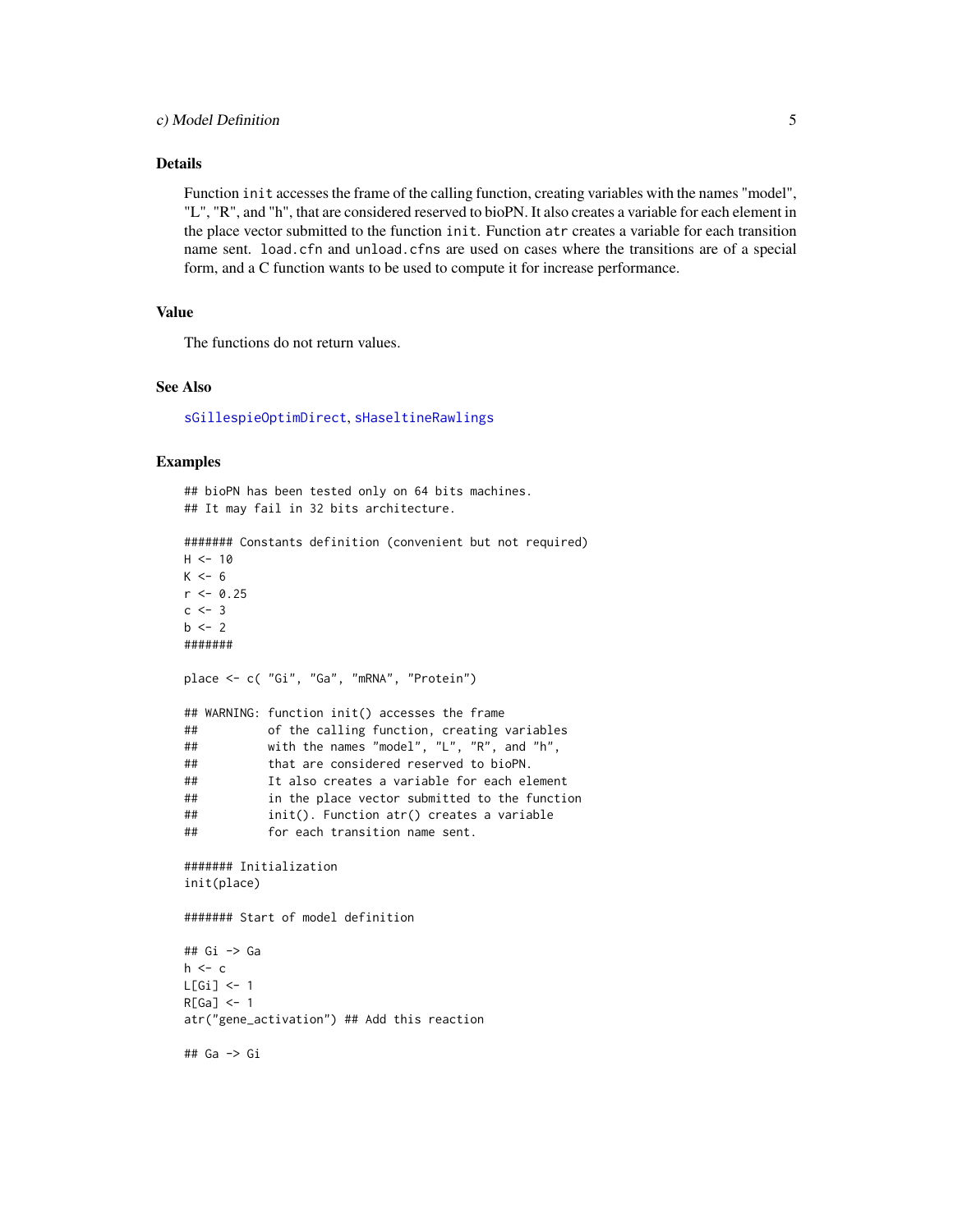## Details

Function `init` accesses the frame of the calling function, creating variables with the names "model", "L", "R", and "h", that are considered reserved to bioPN. It also creates a variable for each element in the place vector submitted to the function `init`. Function `atr` creates a variable for each transition name sent. `load.cfn` and `unload.cfns` are used on cases where the transitions are of a special form, and a C function wants to be used to compute it for increase performance.

## Value

The functions do not return values.

## See Also

`sGillespieOptimDirect`, `sHaseltineRawlings`

## Examples

```
## bioPN has been tested only on 64 bits machines.
## It may fail in 32 bits architecture.

####### Constants definition (convenient but not required)
H <- 10
K <- 6
r <- 0.25
c <- 3
b <- 2
#######

place <- c( "Gi", "Ga", "mRNA", "Protein")

## WARNING: function init() accesses the frame
##          of the calling function, creating variables
##          with the names "model", "L", "R", and "h",
##          that are considered reserved to bioPN.
##          It also creates a variable for each element
##          in the place vector submitted to the function
##          init(). Function atr() creates a variable
##          for each transition name sent.

####### Initialization
init(place)

####### Start of model definition

## Gi -> Ga
h <- c
L[Gi] <- 1
R[Ga] <- 1
atr("gene_activation") ## Add this reaction

## Ga -> Gi
```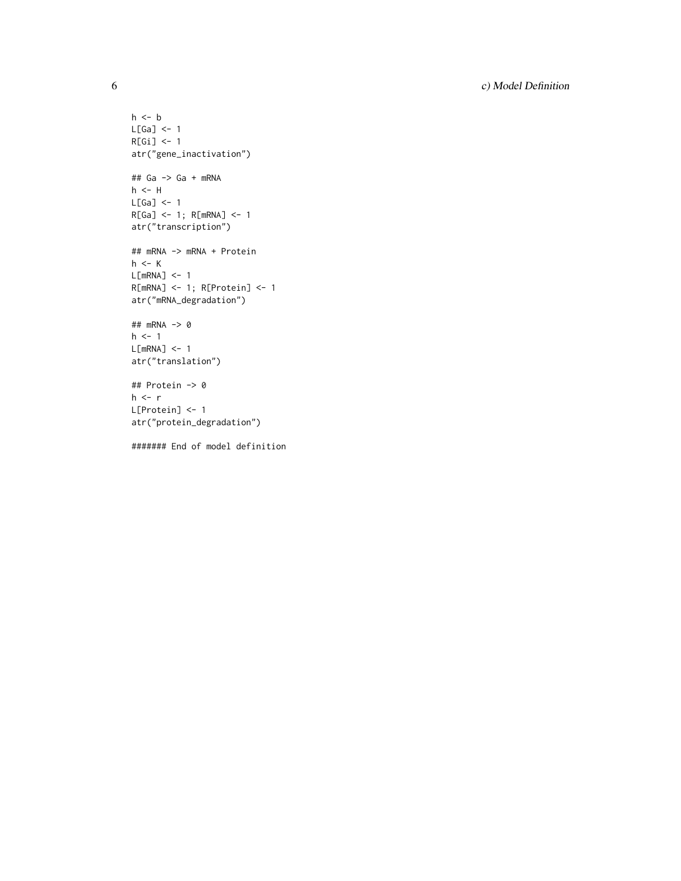```
h <- b
L[Ga] <- 1
R[Gi] <- 1
atr("gene_inactivation")

## Ga -> Ga + mRNA
h <- H
L[Ga] <- 1
R[Ga] <- 1; R[mRNA] <- 1
atr("transcription")

## mRNA -> mRNA + Protein
h <- K
L[mRNA] <- 1
R[mRNA] <- 1; R[Protein] <- 1
atr("mRNA_degradation")

## mRNA -> 0
h <- 1
L[mRNA] <- 1
atr("translation")

## Protein -> 0
h <- r
L[Protein] <- 1
atr("protein_degradation")

####### End of model definition
```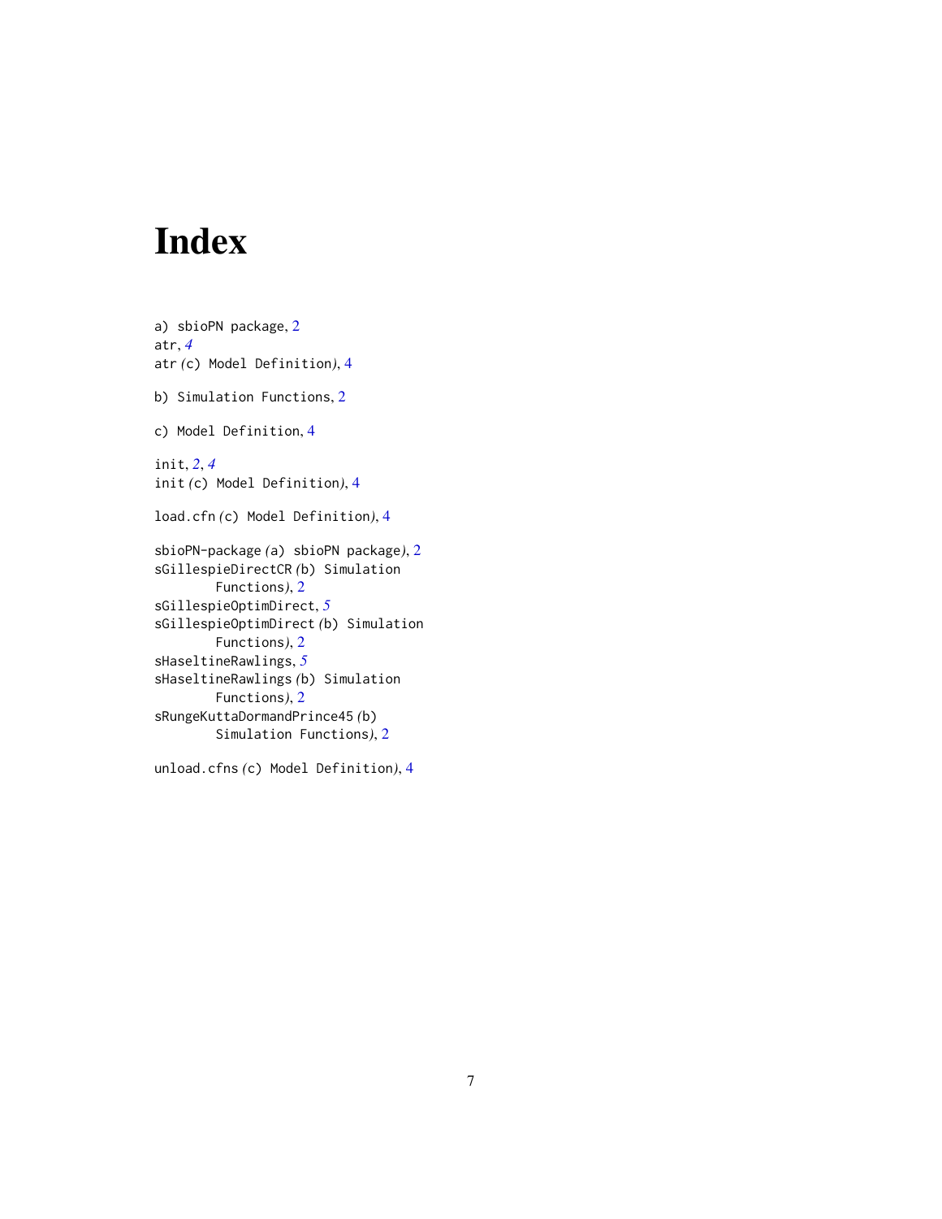# Index

a) sbioPN package, 2
atr, *4*
atr *(*c) Model Definition*)*, 4

b) Simulation Functions, 2

c) Model Definition, 4

init, *2*, *4*
init *(*c) Model Definition*)*, 4

load.cfn *(*c) Model Definition*)*, 4

sbioPN-package *(*a) sbioPN package*)*, 2
sGillespieDirectCR *(*b) Simulation Functions*)*, 2
sGillespieOptimDirect, *5*
sGillespieOptimDirect *(*b) Simulation Functions*)*, 2
sHaseltineRawlings, *5*
sHaseltineRawlings *(*b) Simulation Functions*)*, 2
sRungeKuttaDormandPrince45 *(*b) Simulation Functions*)*, 2

unload.cfns *(*c) Model Definition*)*, 4